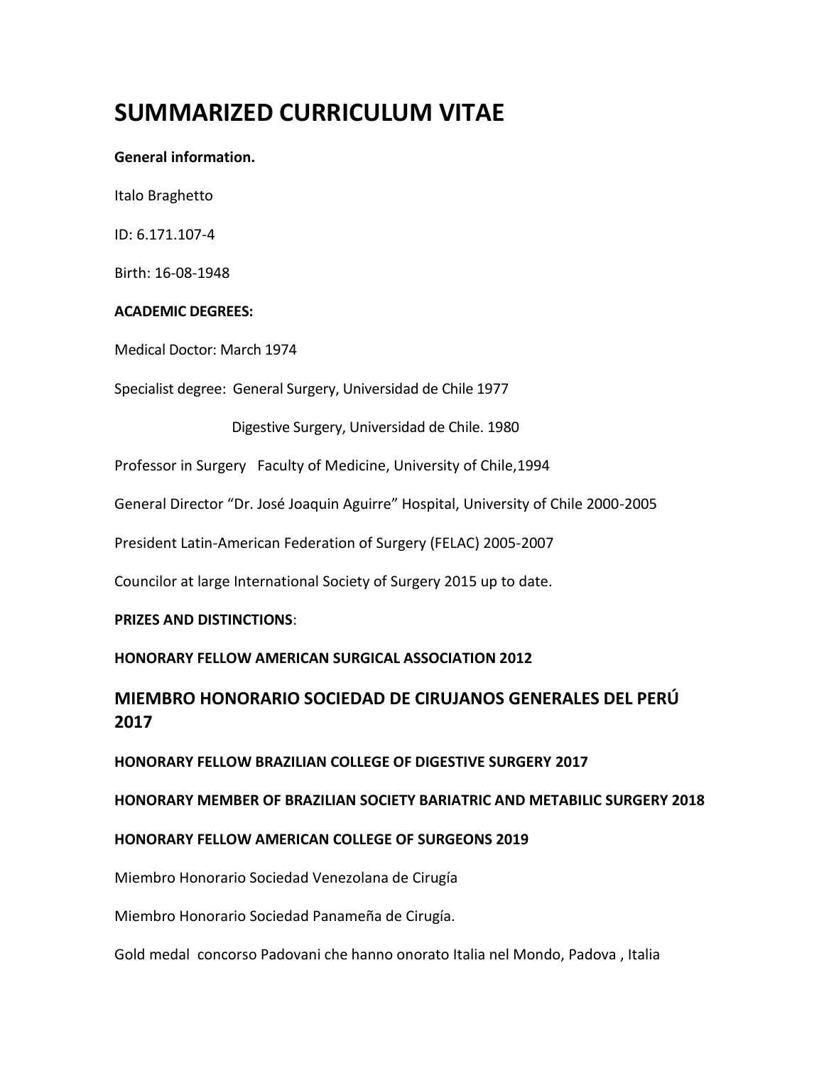# SUMMARIZED CURRICULUM VITAE

**General information.**

Italo Braghetto

ID: 6.171.107-4

Birth: 16-08-1948

**ACADEMIC DEGREES:**

Medical Doctor: March 1974

Specialist degree: General Surgery, Universidad de Chile 1977

Digestive Surgery, Universidad de Chile. 1980

Professor in Surgery Faculty of Medicine, University of Chile,1994

General Director "Dr. José Joaquin Aguirre" Hospital, University of Chile 2000-2005

President Latin-American Federation of Surgery (FELAC) 2005-2007

Councilor at large International Society of Surgery 2015 up to date.

**PRIZES AND DISTINCTIONS**:

**HONORARY FELLOW AMERICAN SURGICAL ASSOCIATION 2012**

## MIEMBRO HONORARIO SOCIEDAD DE CIRUJANOS GENERALES DEL PERÚ 2017

**HONORARY FELLOW BRAZILIAN COLLEGE OF DIGESTIVE SURGERY 2017**

**HONORARY MEMBER OF BRAZILIAN SOCIETY BARIATRIC AND METABILIC SURGERY 2018**

**HONORARY FELLOW AMERICAN COLLEGE OF SURGEONS 2019**

Miembro Honorario Sociedad Venezolana de Cirugía

Miembro Honorario Sociedad Panameña de Cirugía.

Gold medal concorso Padovani che hanno onorato Italia nel Mondo, Padova , Italia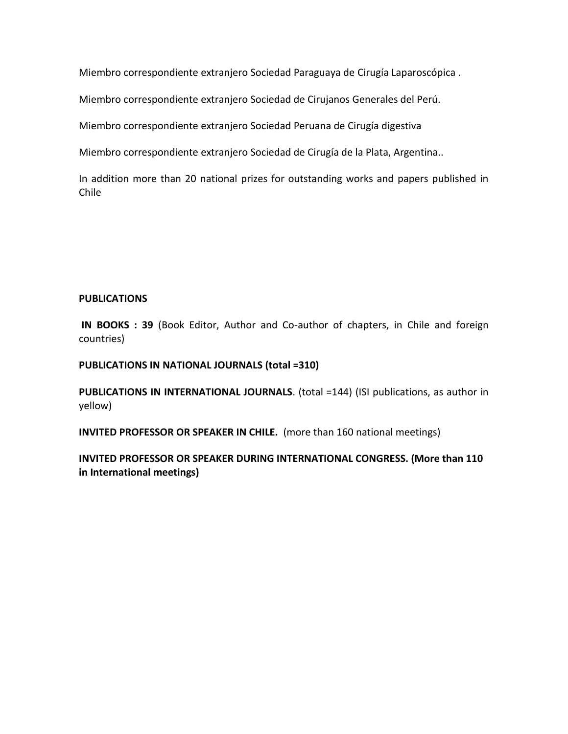Miembro correspondiente extranjero Sociedad Paraguaya de Cirugía Laparoscópica .

Miembro correspondiente extranjero Sociedad de Cirujanos Generales del Perú.

Miembro correspondiente extranjero Sociedad Peruana de Cirugía digestiva

Miembro correspondiente extranjero Sociedad de Cirugía de la Plata, Argentina..

In addition more than 20 national prizes for outstanding works and papers published in Chile

**PUBLICATIONS**

**IN BOOKS : 39** (Book Editor, Author and Co-author of chapters, in Chile and foreign countries)

**PUBLICATIONS IN NATIONAL JOURNALS (total =310)**

**PUBLICATIONS IN INTERNATIONAL JOURNALS**. (total =144) (ISI publications, as author in yellow)

**INVITED PROFESSOR OR SPEAKER IN CHILE.** (more than 160 national meetings)

**INVITED PROFESSOR OR SPEAKER DURING INTERNATIONAL CONGRESS. (More than 110 in International meetings)**